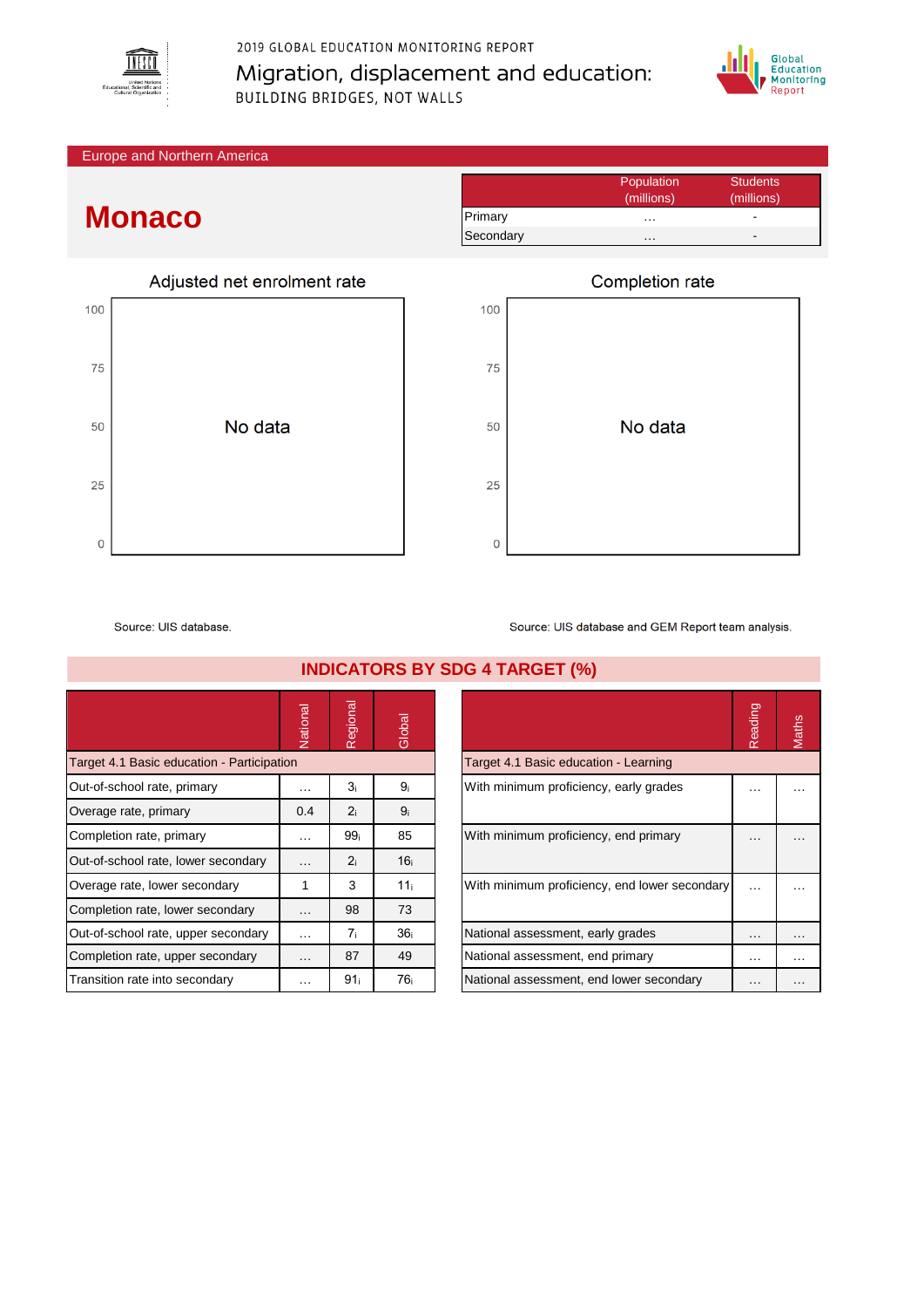2019 GLOBAL EDUCATION MONITORING REPORT

Migration, displacement and education:

BUILDING BRIDGES, NOT WALLS

Europe and Northern America

# Monaco

| | Population (millions) | Students (millions) |
|---|---|---|
| Primary | … | - |
| Secondary | … | - |

## Adjusted net enrolment rate

No data

Source: UIS database.

## Completion rate

No data

Source: UIS database and GEM Report team analysis.

## INDICATORS BY SDG 4 TARGET (%)

| | National | Regional | Global |
|---|---|---|---|
| **Target 4.1 Basic education - Participation** | | | |
| Out-of-school rate, primary | … | 3i | 9i |
| Overage rate, primary | 0.4 | 2i | 9i |
| Completion rate, primary | … | 99i | 85 |
| Out-of-school rate, lower secondary | … | 2i | 16i |
| Overage rate, lower secondary | 1 | 3 | 11i |
| Completion rate, lower secondary | … | 98 | 73 |
| Out-of-school rate, upper secondary | … | 7i | 36i |
| Completion rate, upper secondary | … | 87 | 49 |
| Transition rate into secondary | … | 91i | 76i |

| | Reading | Maths |
|---|---|---|
| **Target 4.1 Basic education - Learning** | | |
| With minimum proficiency, early grades | … | … |
| With minimum proficiency, end primary | … | … |
| With minimum proficiency, end lower secondary | … | … |
| National assessment, early grades | … | … |
| National assessment, end primary | … | … |
| National assessment, end lower secondary | … | … |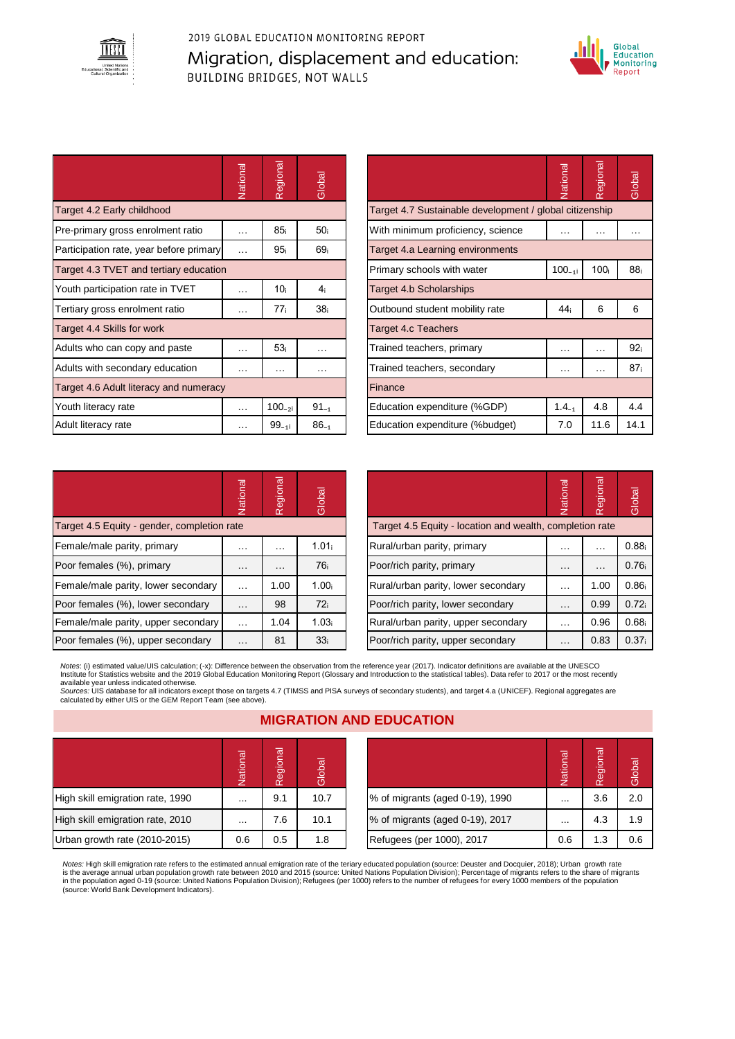|  | National | Regional | Global |
|---|---|---|---|
| Target 4.2 Early childhood | | | |
| Pre-primary gross enrolment ratio | … | $85_i$ | $50_i$ |
| Participation rate, year before primary | … | $95_i$ | $69_i$ |
| Target 4.3 TVET and tertiary education | | | |
| Youth participation rate in TVET | … | $10_i$ | $4_i$ |
| Tertiary gross enrolment ratio | … | $77_i$ | $38_i$ |
| Target 4.4 Skills for work | | | |
| Adults who can copy and paste | … | $53_i$ | … |
| Adults with secondary education | … | … | … |
| Target 4.6 Adult literacy and numeracy | | | |
| Youth literacy rate | … | $100_{-2i}$ | $91_{-1}$ |
| Adult literacy rate | … | $99_{-1i}$ | $86_{-1}$ |

|  | National | Regional | Global |
|---|---|---|---|
| Target 4.7 Sustainable development / global citizenship | | | |
| With minimum proficiency, science | … | … | … |
| Target 4.a Learning environments | | | |
| Primary schools with water | $100_{-1i}$ | $100_i$ | $88_i$ |
| Target 4.b Scholarships | | | |
| Outbound student mobility rate | $44_i$ | 6 | 6 |
| Target 4.c Teachers | | | |
| Trained teachers, primary | … | … | $92_i$ |
| Trained teachers, secondary | … | … | $87_i$ |
| Finance | | | |
| Education expenditure (%GDP) | $1.4_{-1}$ | 4.8 | 4.4 |
| Education expenditure (%budget) | 7.0 | 11.6 | 14.1 |

|  | National | Regional | Global |
|---|---|---|---|
| Target 4.5 Equity - gender, completion rate | | | |
| Female/male parity, primary | … | … | $1.01_i$ |
| Poor females (%), primary | … | … | $76_i$ |
| Female/male parity, lower secondary | … | 1.00 | $1.00_i$ |
| Poor females (%), lower secondary | … | 98 | $72_i$ |
| Female/male parity, upper secondary | … | 1.04 | $1.03_i$ |
| Poor females (%), upper secondary | … | 81 | $33_i$ |

|  | National | Regional | Global |
|---|---|---|---|
| Target 4.5 Equity - location and wealth, completion rate | | | |
| Rural/urban parity, primary | … | … | $0.88_i$ |
| Poor/rich parity, primary | … | … | $0.76_i$ |
| Rural/urban parity, lower secondary | … | 1.00 | $0.86_i$ |
| Poor/rich parity, lower secondary | … | 0.99 | $0.72_i$ |
| Rural/urban parity, upper secondary | … | 0.96 | $0.68_i$ |
| Poor/rich parity, upper secondary | … | 0.83 | $0.37_i$ |

*Notes*: (i) estimated value/UIS calculation; (-x): Difference between the observation from the reference year (2017). Indicator definitions are available at the UNESCO Institute for Statistics website and the 2019 Global Education Monitoring Report (Glossary and Introduction to the statistical tables). Data refer to 2017 or the most recently available year unless indicated otherwise.
*Sources*: UIS database for all indicators except those on targets 4.7 (TIMSS and PISA surveys of secondary students), and target 4.a (UNICEF). Regional aggregates are calculated by either UIS or the GEM Report Team (see above).

## MIGRATION AND EDUCATION

|  | National | Regional | Global |
|---|---|---|---|
| High skill emigration rate, 1990 | … | 9.1 | 10.7 |
| High skill emigration rate, 2010 | … | 7.6 | 10.1 |
| Urban growth rate (2010-2015) | 0.6 | 0.5 | 1.8 |

|  | National | Regional | Global |
|---|---|---|---|
| % of migrants (aged 0-19), 1990 | … | 3.6 | 2.0 |
| % of migrants (aged 0-19), 2017 | … | 4.3 | 1.9 |
| Refugees (per 1000), 2017 | 0.6 | 1.3 | 0.6 |

*Notes:* High skill emigration rate refers to the estimated annual emigration rate of the teriary educated population (source: Deuster and Docquier, 2018); Urban growth rate is the average annual urban population growth rate between 2010 and 2015 (source: United Nations Population Division); Percentage of migrants refers to the share of migrants in the population aged 0-19 (source: United Nations Population Division); Refugees (per 1000) refers to the number of refugees for every 1000 members of the population (source: World Bank Development Indicators).